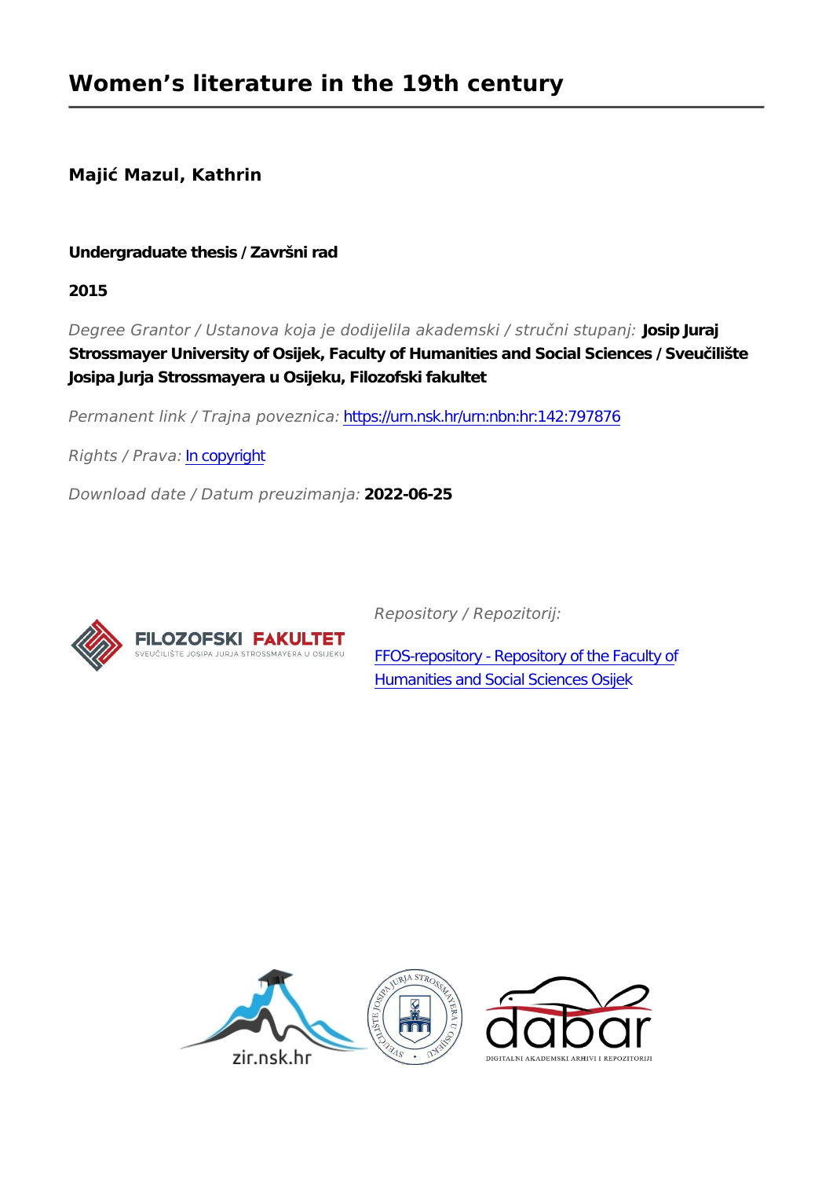# Women's literature in the 19th century

**Majić Mazul, Kathrin**

**Undergraduate thesis / Završni rad**

**2015**

*Degree Grantor / Ustanova koja je dodijelila akademski / stručni stupanj:* **Josip Juraj Strossmayer University of Osijek, Faculty of Humanities and Social Sciences / Sveučilište Josipa Jurja Strossmayera u Osijeku, Filozofski fakultet**

*Permanent link / Trajna poveznica:* https://urn.nsk.hr/urn:nbn:hr:142:797876

*Rights / Prava:* In copyright

*Download date / Datum preuzimanja:* **2022-06-25**

*Repository / Repozitorij:*

FFOS-repository - Repository of the Faculty of Humanities and Social Sciences Osijek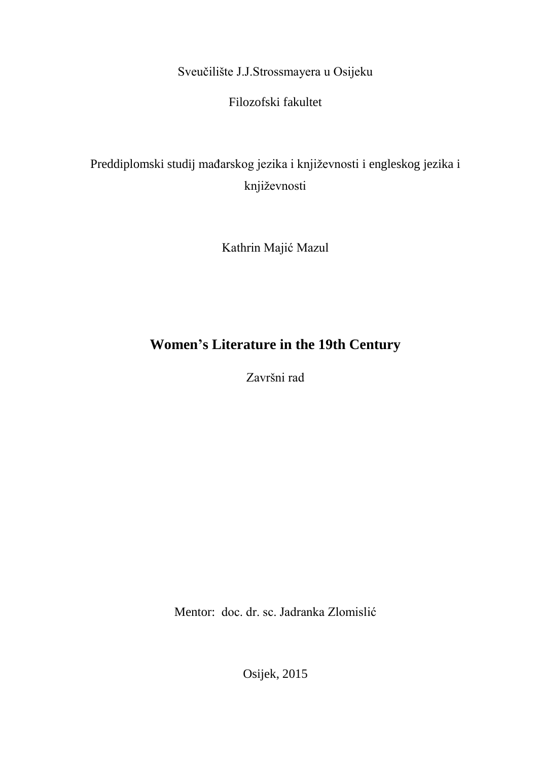Sveučilište J.J.Strossmayera u Osijeku

Filozofski fakultet

Preddiplomski studij mađarskog jezika i književnosti i engleskog jezika i književnosti

Kathrin Majić Mazul

# Women's Literature in the 19th Century

Završni rad

Mentor: doc. dr. sc. Jadranka Zlomislić

Osijek, 2015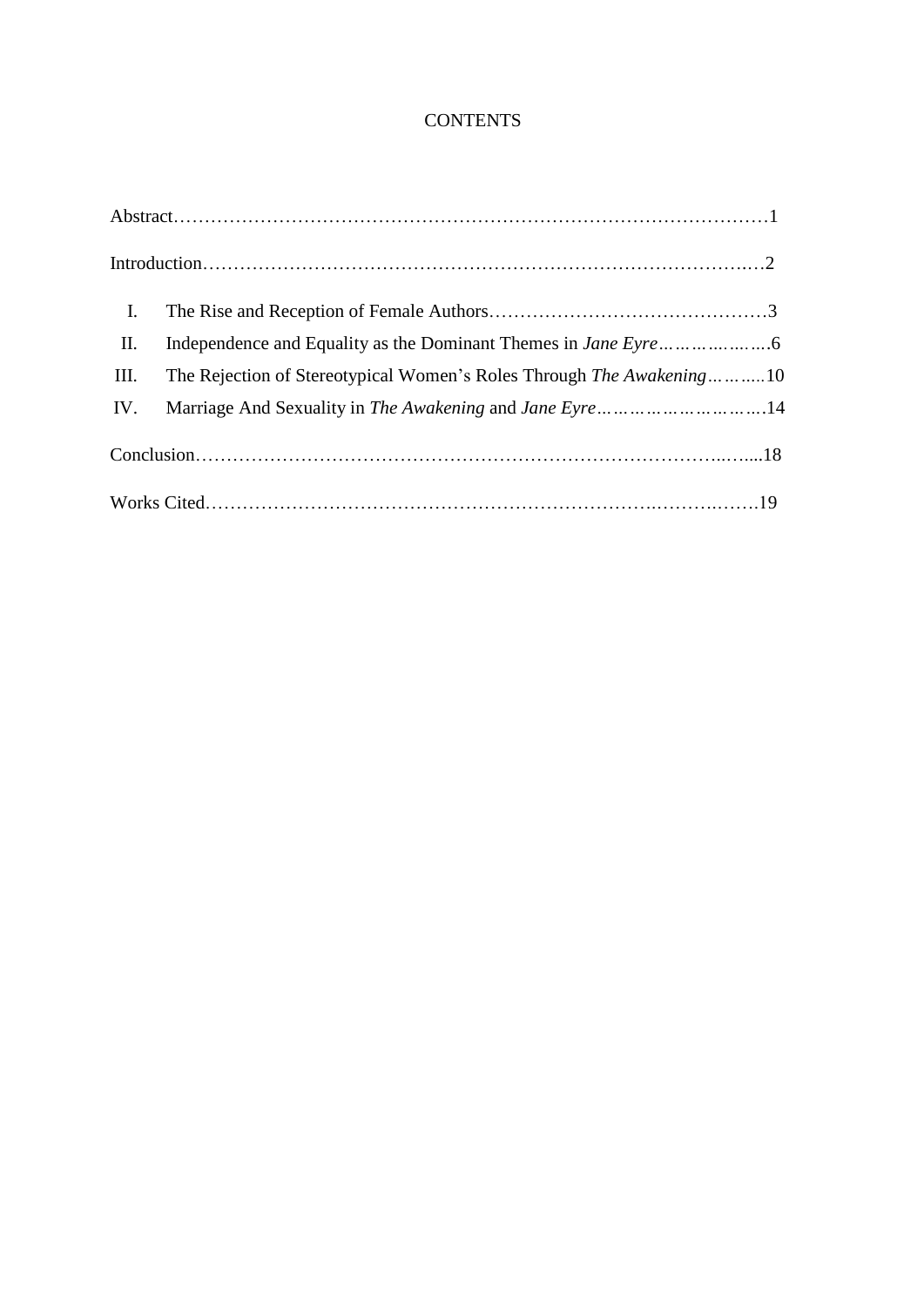# CONTENTS

Abstract……………………………………………………………………………………1

Introduction…………………………………………………………………………….…2

I. The Rise and Reception of Female Authors………………………………………3
II. Independence and Equality as the Dominant Themes in *Jane Eyre*……………..….6
III. The Rejection of Stereotypical Women's Roles Through *The Awakening*………..10
IV. Marriage And Sexuality in *The Awakening* and *Jane Eyre*…………………………14

Conclusion…………………………………………………………………………..…...18

Works Cited…………………………………………………………….…….….….19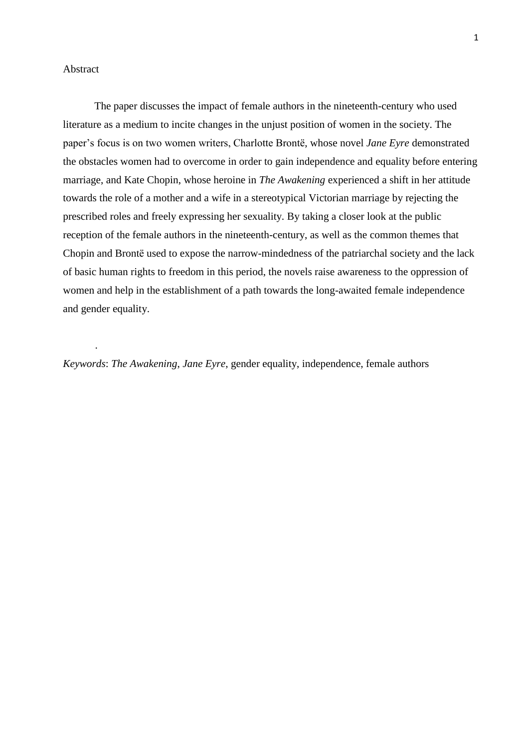# Abstract

The paper discusses the impact of female authors in the nineteenth-century who used literature as a medium to incite changes in the unjust position of women in the society. The paper's focus is on two women writers, Charlotte Brontë, whose novel *Jane Eyre* demonstrated the obstacles women had to overcome in order to gain independence and equality before entering marriage, and Kate Chopin, whose heroine in *The Awakening* experienced a shift in her attitude towards the role of a mother and a wife in a stereotypical Victorian marriage by rejecting the prescribed roles and freely expressing her sexuality. By taking a closer look at the public reception of the female authors in the nineteenth-century, as well as the common themes that Chopin and Brontë used to expose the narrow-mindedness of the patriarchal society and the lack of basic human rights to freedom in this period, the novels raise awareness to the oppression of women and help in the establishment of a path towards the long-awaited female independence and gender equality.

.

*Keywords*: *The Awakening*, *Jane Eyre*, gender equality, independence, female authors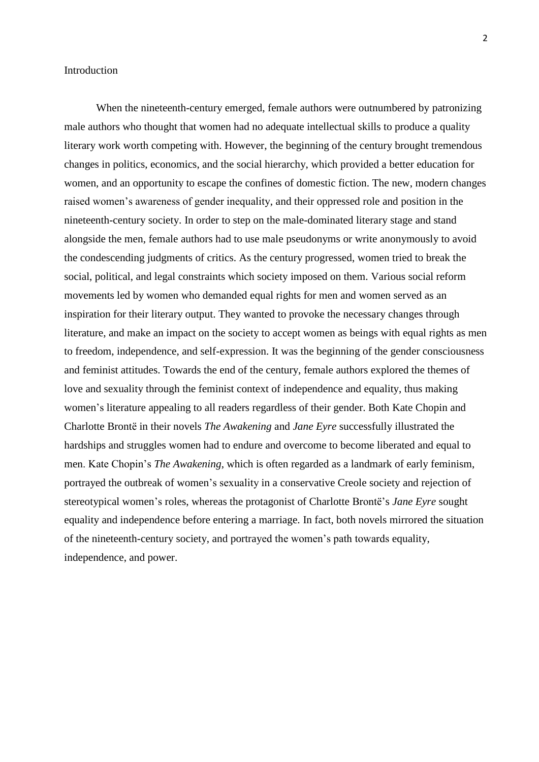## Introduction

When the nineteenth-century emerged, female authors were outnumbered by patronizing male authors who thought that women had no adequate intellectual skills to produce a quality literary work worth competing with. However, the beginning of the century brought tremendous changes in politics, economics, and the social hierarchy, which provided a better education for women, and an opportunity to escape the confines of domestic fiction. The new, modern changes raised women's awareness of gender inequality, and their oppressed role and position in the nineteenth-century society. In order to step on the male-dominated literary stage and stand alongside the men, female authors had to use male pseudonyms or write anonymously to avoid the condescending judgments of critics. As the century progressed, women tried to break the social, political, and legal constraints which society imposed on them. Various social reform movements led by women who demanded equal rights for men and women served as an inspiration for their literary output. They wanted to provoke the necessary changes through literature, and make an impact on the society to accept women as beings with equal rights as men to freedom, independence, and self-expression. It was the beginning of the gender consciousness and feminist attitudes. Towards the end of the century, female authors explored the themes of love and sexuality through the feminist context of independence and equality, thus making women's literature appealing to all readers regardless of their gender. Both Kate Chopin and Charlotte Brontë in their novels *The Awakening* and *Jane Eyre* successfully illustrated the hardships and struggles women had to endure and overcome to become liberated and equal to men. Kate Chopin's *The Awakening*, which is often regarded as a landmark of early feminism, portrayed the outbreak of women's sexuality in a conservative Creole society and rejection of stereotypical women's roles, whereas the protagonist of Charlotte Brontë's *Jane Eyre* sought equality and independence before entering a marriage. In fact, both novels mirrored the situation of the nineteenth-century society, and portrayed the women's path towards equality, independence, and power.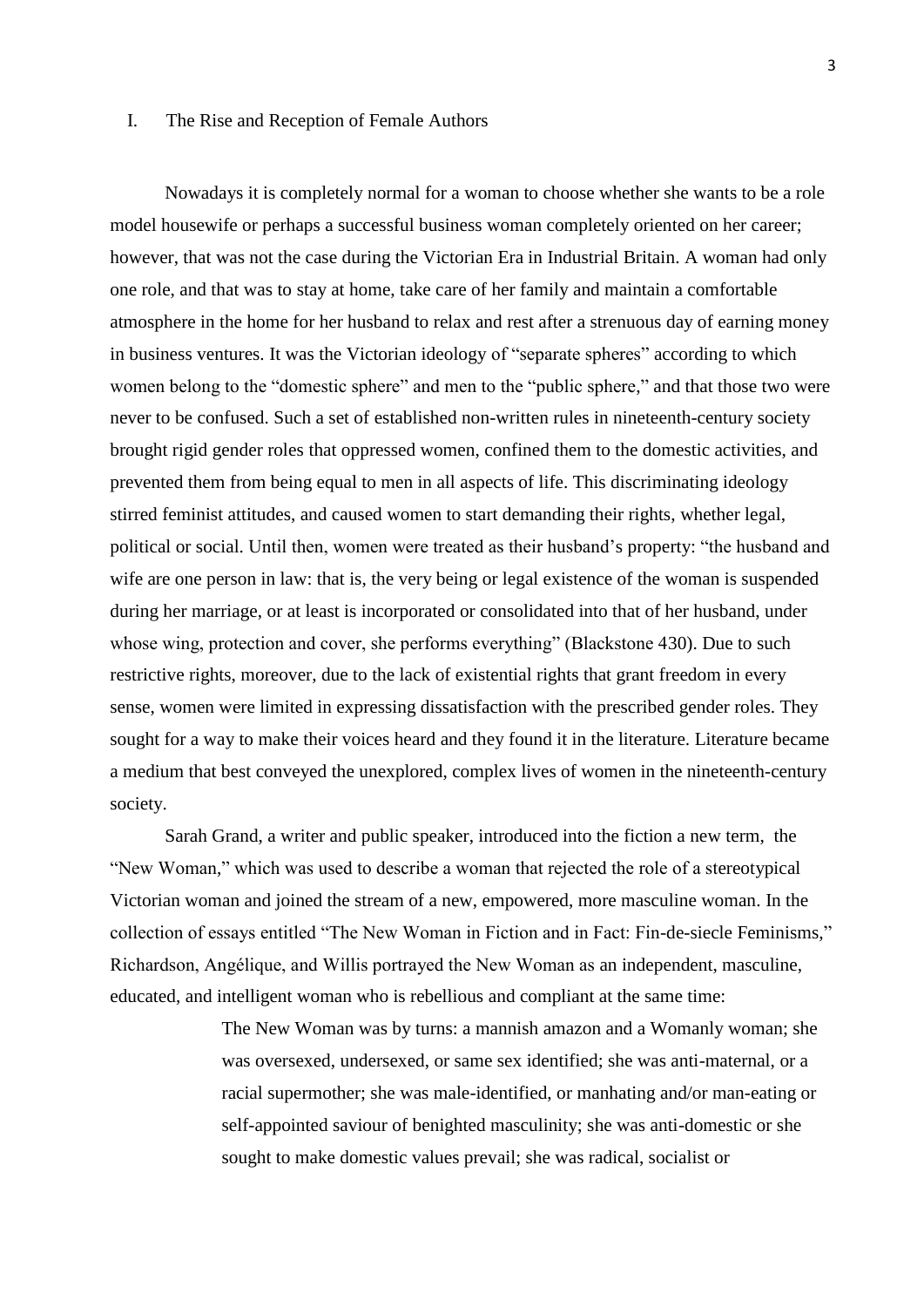## I. The Rise and Reception of Female Authors

Nowadays it is completely normal for a woman to choose whether she wants to be a role model housewife or perhaps a successful business woman completely oriented on her career; however, that was not the case during the Victorian Era in Industrial Britain. A woman had only one role, and that was to stay at home, take care of her family and maintain a comfortable atmosphere in the home for her husband to relax and rest after a strenuous day of earning money in business ventures. It was the Victorian ideology of "separate spheres" according to which women belong to the "domestic sphere" and men to the "public sphere," and that those two were never to be confused. Such a set of established non-written rules in nineteenth-century society brought rigid gender roles that oppressed women, confined them to the domestic activities, and prevented them from being equal to men in all aspects of life. This discriminating ideology stirred feminist attitudes, and caused women to start demanding their rights, whether legal, political or social. Until then, women were treated as their husband's property: "the husband and wife are one person in law: that is, the very being or legal existence of the woman is suspended during her marriage, or at least is incorporated or consolidated into that of her husband, under whose wing, protection and cover, she performs everything" (Blackstone 430). Due to such restrictive rights, moreover, due to the lack of existential rights that grant freedom in every sense, women were limited in expressing dissatisfaction with the prescribed gender roles. They sought for a way to make their voices heard and they found it in the literature. Literature became a medium that best conveyed the unexplored, complex lives of women in the nineteenth-century society.

Sarah Grand, a writer and public speaker, introduced into the fiction a new term, the "New Woman," which was used to describe a woman that rejected the role of a stereotypical Victorian woman and joined the stream of a new, empowered, more masculine woman. In the collection of essays entitled "The New Woman in Fiction and in Fact: Fin-de-siecle Feminisms," Richardson, Angélique, and Willis portrayed the New Woman as an independent, masculine, educated, and intelligent woman who is rebellious and compliant at the same time:

> The New Woman was by turns: a mannish amazon and a Womanly woman; she was oversexed, undersexed, or same sex identified; she was anti-maternal, or a racial supermother; she was male-identified, or manhating and/or man-eating or self-appointed saviour of benighted masculinity; she was anti-domestic or she sought to make domestic values prevail; she was radical, socialist or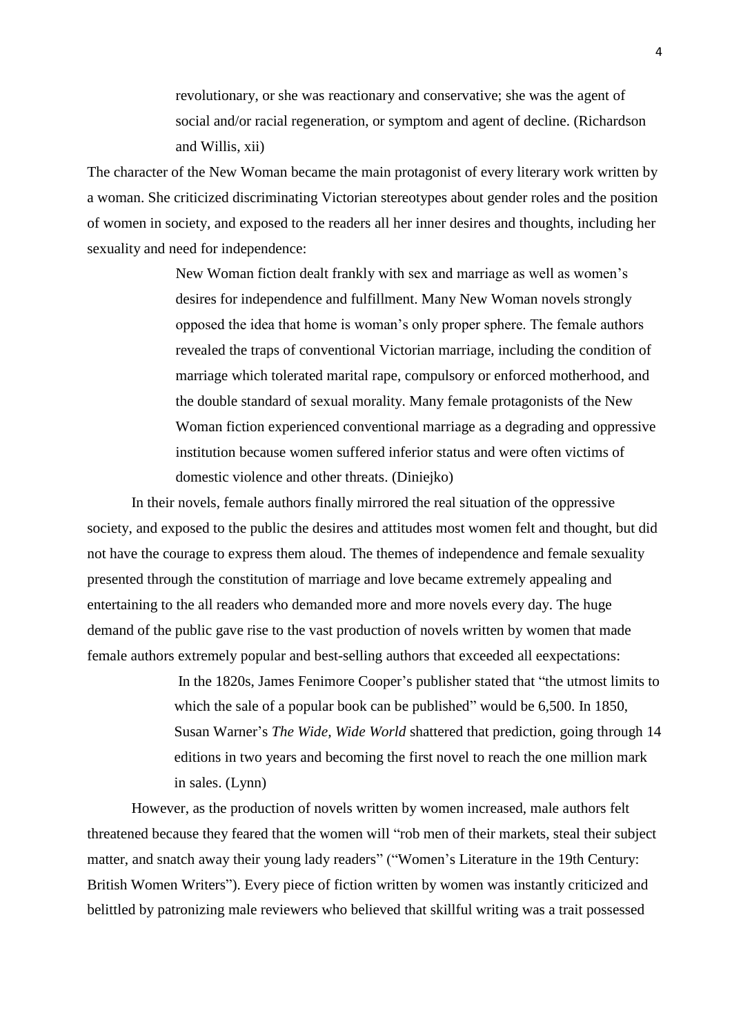> revolutionary, or she was reactionary and conservative; she was the agent of social and/or racial regeneration, or symptom and agent of decline. (Richardson and Willis, xii)

The character of the New Woman became the main protagonist of every literary work written by a woman. She criticized discriminating Victorian stereotypes about gender roles and the position of women in society, and exposed to the readers all her inner desires and thoughts, including her sexuality and need for independence:

> New Woman fiction dealt frankly with sex and marriage as well as women's desires for independence and fulfillment. Many New Woman novels strongly opposed the idea that home is woman's only proper sphere. The female authors revealed the traps of conventional Victorian marriage, including the condition of marriage which tolerated marital rape, compulsory or enforced motherhood, and the double standard of sexual morality. Many female protagonists of the New Woman fiction experienced conventional marriage as a degrading and oppressive institution because women suffered inferior status and were often victims of domestic violence and other threats. (Diniejko)

In their novels, female authors finally mirrored the real situation of the oppressive society, and exposed to the public the desires and attitudes most women felt and thought, but did not have the courage to express them aloud. The themes of independence and female sexuality presented through the constitution of marriage and love became extremely appealing and entertaining to the all readers who demanded more and more novels every day. The huge demand of the public gave rise to the vast production of novels written by women that made female authors extremely popular and best-selling authors that exceeded all eexpectations:

> In the 1820s, James Fenimore Cooper's publisher stated that "the utmost limits to which the sale of a popular book can be published" would be 6,500. In 1850, Susan Warner's *The Wide, Wide World* shattered that prediction, going through 14 editions in two years and becoming the first novel to reach the one million mark in sales. (Lynn)

However, as the production of novels written by women increased, male authors felt threatened because they feared that the women will "rob men of their markets, steal their subject matter, and snatch away their young lady readers" ("Women's Literature in the 19th Century: British Women Writers"). Every piece of fiction written by women was instantly criticized and belittled by patronizing male reviewers who believed that skillful writing was a trait possessed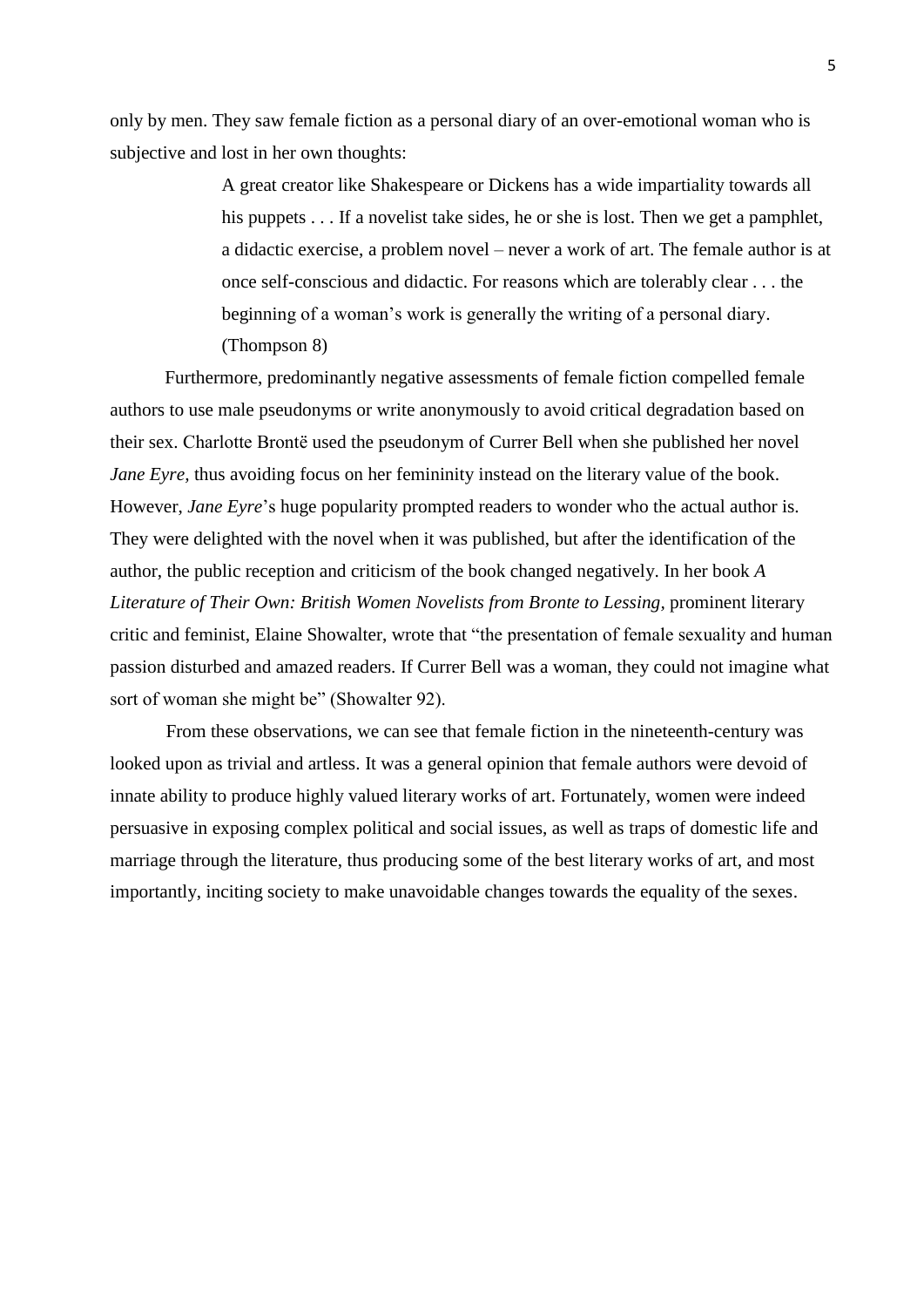only by men. They saw female fiction as a personal diary of an over-emotional woman who is subjective and lost in her own thoughts:

> A great creator like Shakespeare or Dickens has a wide impartiality towards all his puppets . . . If a novelist take sides, he or she is lost. Then we get a pamphlet, a didactic exercise, a problem novel – never a work of art. The female author is at once self-conscious and didactic. For reasons which are tolerably clear . . . the beginning of a woman's work is generally the writing of a personal diary. (Thompson 8)

Furthermore, predominantly negative assessments of female fiction compelled female authors to use male pseudonyms or write anonymously to avoid critical degradation based on their sex. Charlotte Brontë used the pseudonym of Currer Bell when she published her novel *Jane Eyre,* thus avoiding focus on her femininity instead on the literary value of the book. However, *Jane Eyre*'s huge popularity prompted readers to wonder who the actual author is. They were delighted with the novel when it was published, but after the identification of the author, the public reception and criticism of the book changed negatively. In her book *A Literature of Their Own: British Women Novelists from Bronte to Lessing*, prominent literary critic and feminist, Elaine Showalter, wrote that "the presentation of female sexuality and human passion disturbed and amazed readers. If Currer Bell was a woman, they could not imagine what sort of woman she might be" (Showalter 92).

From these observations, we can see that female fiction in the nineteenth-century was looked upon as trivial and artless. It was a general opinion that female authors were devoid of innate ability to produce highly valued literary works of art. Fortunately, women were indeed persuasive in exposing complex political and social issues, as well as traps of domestic life and marriage through the literature, thus producing some of the best literary works of art, and most importantly, inciting society to make unavoidable changes towards the equality of the sexes.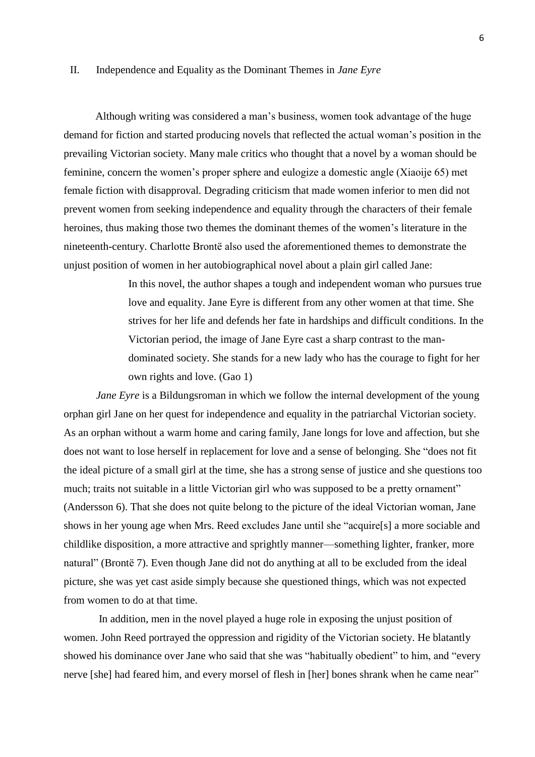## II. Independence and Equality as the Dominant Themes in *Jane Eyre*

Although writing was considered a man's business, women took advantage of the huge demand for fiction and started producing novels that reflected the actual woman's position in the prevailing Victorian society. Many male critics who thought that a novel by a woman should be feminine, concern the women's proper sphere and eulogize a domestic angle (Xiaoije 65) met female fiction with disapproval. Degrading criticism that made women inferior to men did not prevent women from seeking independence and equality through the characters of their female heroines, thus making those two themes the dominant themes of the women's literature in the nineteenth-century. Charlotte Brontë also used the aforementioned themes to demonstrate the unjust position of women in her autobiographical novel about a plain girl called Jane:

> In this novel, the author shapes a tough and independent woman who pursues true love and equality. Jane Eyre is different from any other women at that time. She strives for her life and defends her fate in hardships and difficult conditions. In the Victorian period, the image of Jane Eyre cast a sharp contrast to the man-dominated society. She stands for a new lady who has the courage to fight for her own rights and love. (Gao 1)

*Jane Eyre* is a Bildungsroman in which we follow the internal development of the young orphan girl Jane on her quest for independence and equality in the patriarchal Victorian society. As an orphan without a warm home and caring family, Jane longs for love and affection, but she does not want to lose herself in replacement for love and a sense of belonging. She "does not fit the ideal picture of a small girl at the time, she has a strong sense of justice and she questions too much; traits not suitable in a little Victorian girl who was supposed to be a pretty ornament" (Andersson 6). That she does not quite belong to the picture of the ideal Victorian woman, Jane shows in her young age when Mrs. Reed excludes Jane until she "acquire[s] a more sociable and childlike disposition, a more attractive and sprightly manner—something lighter, franker, more natural" (Brontë 7). Even though Jane did not do anything at all to be excluded from the ideal picture, she was yet cast aside simply because she questioned things, which was not expected from women to do at that time.

In addition, men in the novel played a huge role in exposing the unjust position of women. John Reed portrayed the oppression and rigidity of the Victorian society. He blatantly showed his dominance over Jane who said that she was "habitually obedient" to him, and "every nerve [she] had feared him, and every morsel of flesh in [her] bones shrank when he came near"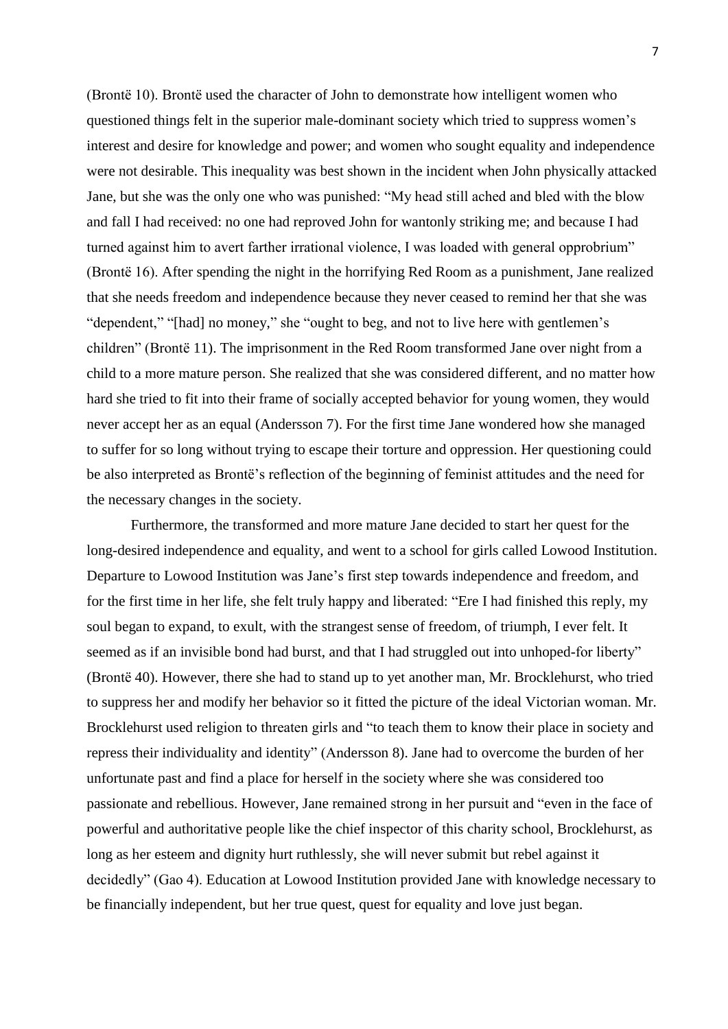(Brontë 10). Brontë used the character of John to demonstrate how intelligent women who questioned things felt in the superior male-dominant society which tried to suppress women's interest and desire for knowledge and power; and women who sought equality and independence were not desirable. This inequality was best shown in the incident when John physically attacked Jane, but she was the only one who was punished: "My head still ached and bled with the blow and fall I had received: no one had reproved John for wantonly striking me; and because I had turned against him to avert farther irrational violence, I was loaded with general opprobrium" (Brontë 16). After spending the night in the horrifying Red Room as a punishment, Jane realized that she needs freedom and independence because they never ceased to remind her that she was "dependent," "[had] no money," she "ought to beg, and not to live here with gentlemen's children" (Brontë 11). The imprisonment in the Red Room transformed Jane over night from a child to a more mature person. She realized that she was considered different, and no matter how hard she tried to fit into their frame of socially accepted behavior for young women, they would never accept her as an equal (Andersson 7). For the first time Jane wondered how she managed to suffer for so long without trying to escape their torture and oppression. Her questioning could be also interpreted as Brontë's reflection of the beginning of feminist attitudes and the need for the necessary changes in the society.

Furthermore, the transformed and more mature Jane decided to start her quest for the long-desired independence and equality, and went to a school for girls called Lowood Institution. Departure to Lowood Institution was Jane's first step towards independence and freedom, and for the first time in her life, she felt truly happy and liberated: "Ere I had finished this reply, my soul began to expand, to exult, with the strangest sense of freedom, of triumph, I ever felt. It seemed as if an invisible bond had burst, and that I had struggled out into unhoped-for liberty" (Brontë 40). However, there she had to stand up to yet another man, Mr. Brocklehurst, who tried to suppress her and modify her behavior so it fitted the picture of the ideal Victorian woman. Mr. Brocklehurst used religion to threaten girls and "to teach them to know their place in society and repress their individuality and identity" (Andersson 8). Jane had to overcome the burden of her unfortunate past and find a place for herself in the society where she was considered too passionate and rebellious. However, Jane remained strong in her pursuit and "even in the face of powerful and authoritative people like the chief inspector of this charity school, Brocklehurst, as long as her esteem and dignity hurt ruthlessly, she will never submit but rebel against it decidedly" (Gao 4). Education at Lowood Institution provided Jane with knowledge necessary to be financially independent, but her true quest, quest for equality and love just began.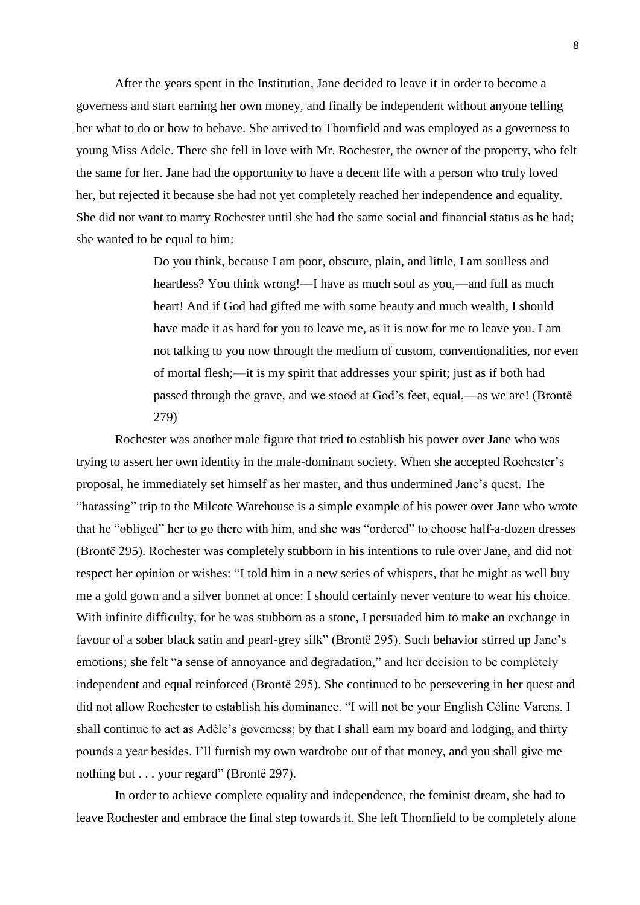After the years spent in the Institution, Jane decided to leave it in order to become a governess and start earning her own money, and finally be independent without anyone telling her what to do or how to behave. She arrived to Thornfield and was employed as a governess to young Miss Adele. There she fell in love with Mr. Rochester, the owner of the property, who felt the same for her. Jane had the opportunity to have a decent life with a person who truly loved her, but rejected it because she had not yet completely reached her independence and equality. She did not want to marry Rochester until she had the same social and financial status as he had; she wanted to be equal to him:

> Do you think, because I am poor, obscure, plain, and little, I am soulless and heartless? You think wrong!—I have as much soul as you,—and full as much heart! And if God had gifted me with some beauty and much wealth, I should have made it as hard for you to leave me, as it is now for me to leave you. I am not talking to you now through the medium of custom, conventionalities, nor even of mortal flesh;—it is my spirit that addresses your spirit; just as if both had passed through the grave, and we stood at God's feet, equal,—as we are! (Brontë 279)

Rochester was another male figure that tried to establish his power over Jane who was trying to assert her own identity in the male-dominant society. When she accepted Rochester's proposal, he immediately set himself as her master, and thus undermined Jane's quest. The "harassing" trip to the Milcote Warehouse is a simple example of his power over Jane who wrote that he "obliged" her to go there with him, and she was "ordered" to choose half-a-dozen dresses (Brontë 295). Rochester was completely stubborn in his intentions to rule over Jane, and did not respect her opinion or wishes: "I told him in a new series of whispers, that he might as well buy me a gold gown and a silver bonnet at once: I should certainly never venture to wear his choice. With infinite difficulty, for he was stubborn as a stone, I persuaded him to make an exchange in favour of a sober black satin and pearl-grey silk" (Brontë 295). Such behavior stirred up Jane's emotions; she felt "a sense of annoyance and degradation," and her decision to be completely independent and equal reinforced (Brontë 295). She continued to be persevering in her quest and did not allow Rochester to establish his dominance. "I will not be your English Céline Varens. I shall continue to act as Adèle's governess; by that I shall earn my board and lodging, and thirty pounds a year besides. I'll furnish my own wardrobe out of that money, and you shall give me nothing but . . . your regard" (Brontë 297).

In order to achieve complete equality and independence, the feminist dream, she had to leave Rochester and embrace the final step towards it. She left Thornfield to be completely alone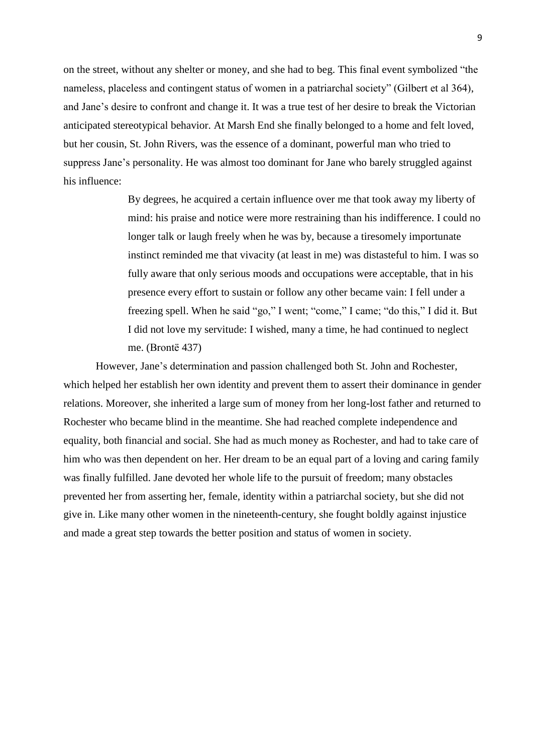on the street, without any shelter or money, and she had to beg. This final event symbolized "the nameless, placeless and contingent status of women in a patriarchal society" (Gilbert et al 364), and Jane's desire to confront and change it. It was a true test of her desire to break the Victorian anticipated stereotypical behavior. At Marsh End she finally belonged to a home and felt loved, but her cousin, St. John Rivers, was the essence of a dominant, powerful man who tried to suppress Jane's personality. He was almost too dominant for Jane who barely struggled against his influence:

> By degrees, he acquired a certain influence over me that took away my liberty of mind: his praise and notice were more restraining than his indifference. I could no longer talk or laugh freely when he was by, because a tiresomely importunate instinct reminded me that vivacity (at least in me) was distasteful to him. I was so fully aware that only serious moods and occupations were acceptable, that in his presence every effort to sustain or follow any other became vain: I fell under a freezing spell. When he said "go," I went; "come," I came; "do this," I did it. But I did not love my servitude: I wished, many a time, he had continued to neglect me. (Brontë 437)

However, Jane's determination and passion challenged both St. John and Rochester, which helped her establish her own identity and prevent them to assert their dominance in gender relations. Moreover, she inherited a large sum of money from her long-lost father and returned to Rochester who became blind in the meantime. She had reached complete independence and equality, both financial and social. She had as much money as Rochester, and had to take care of him who was then dependent on her. Her dream to be an equal part of a loving and caring family was finally fulfilled. Jane devoted her whole life to the pursuit of freedom; many obstacles prevented her from asserting her, female, identity within a patriarchal society, but she did not give in. Like many other women in the nineteenth-century, she fought boldly against injustice and made a great step towards the better position and status of women in society.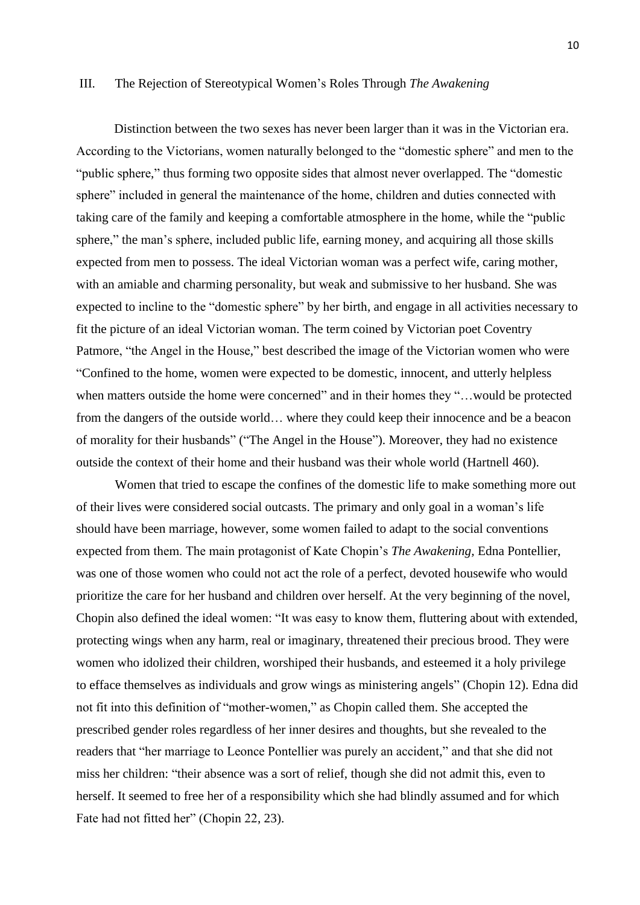## III. The Rejection of Stereotypical Women's Roles Through *The Awakening*

Distinction between the two sexes has never been larger than it was in the Victorian era. According to the Victorians, women naturally belonged to the "domestic sphere" and men to the "public sphere," thus forming two opposite sides that almost never overlapped. The "domestic sphere" included in general the maintenance of the home, children and duties connected with taking care of the family and keeping a comfortable atmosphere in the home, while the "public sphere," the man's sphere, included public life, earning money, and acquiring all those skills expected from men to possess. The ideal Victorian woman was a perfect wife, caring mother, with an amiable and charming personality, but weak and submissive to her husband. She was expected to incline to the "domestic sphere" by her birth, and engage in all activities necessary to fit the picture of an ideal Victorian woman. The term coined by Victorian poet Coventry Patmore, "the Angel in the House," best described the image of the Victorian women who were "Confined to the home, women were expected to be domestic, innocent, and utterly helpless when matters outside the home were concerned" and in their homes they "…would be protected from the dangers of the outside world… where they could keep their innocence and be a beacon of morality for their husbands" ("The Angel in the House"). Moreover, they had no existence outside the context of their home and their husband was their whole world (Hartnell 460).

Women that tried to escape the confines of the domestic life to make something more out of their lives were considered social outcasts. The primary and only goal in a woman's life should have been marriage, however, some women failed to adapt to the social conventions expected from them. The main protagonist of Kate Chopin's *The Awakening*, Edna Pontellier, was one of those women who could not act the role of a perfect, devoted housewife who would prioritize the care for her husband and children over herself. At the very beginning of the novel, Chopin also defined the ideal women: "It was easy to know them, fluttering about with extended, protecting wings when any harm, real or imaginary, threatened their precious brood. They were women who idolized their children, worshiped their husbands, and esteemed it a holy privilege to efface themselves as individuals and grow wings as ministering angels" (Chopin 12). Edna did not fit into this definition of "mother-women," as Chopin called them. She accepted the prescribed gender roles regardless of her inner desires and thoughts, but she revealed to the readers that "her marriage to Leonce Pontellier was purely an accident," and that she did not miss her children: "their absence was a sort of relief, though she did not admit this, even to herself. It seemed to free her of a responsibility which she had blindly assumed and for which Fate had not fitted her" (Chopin 22, 23).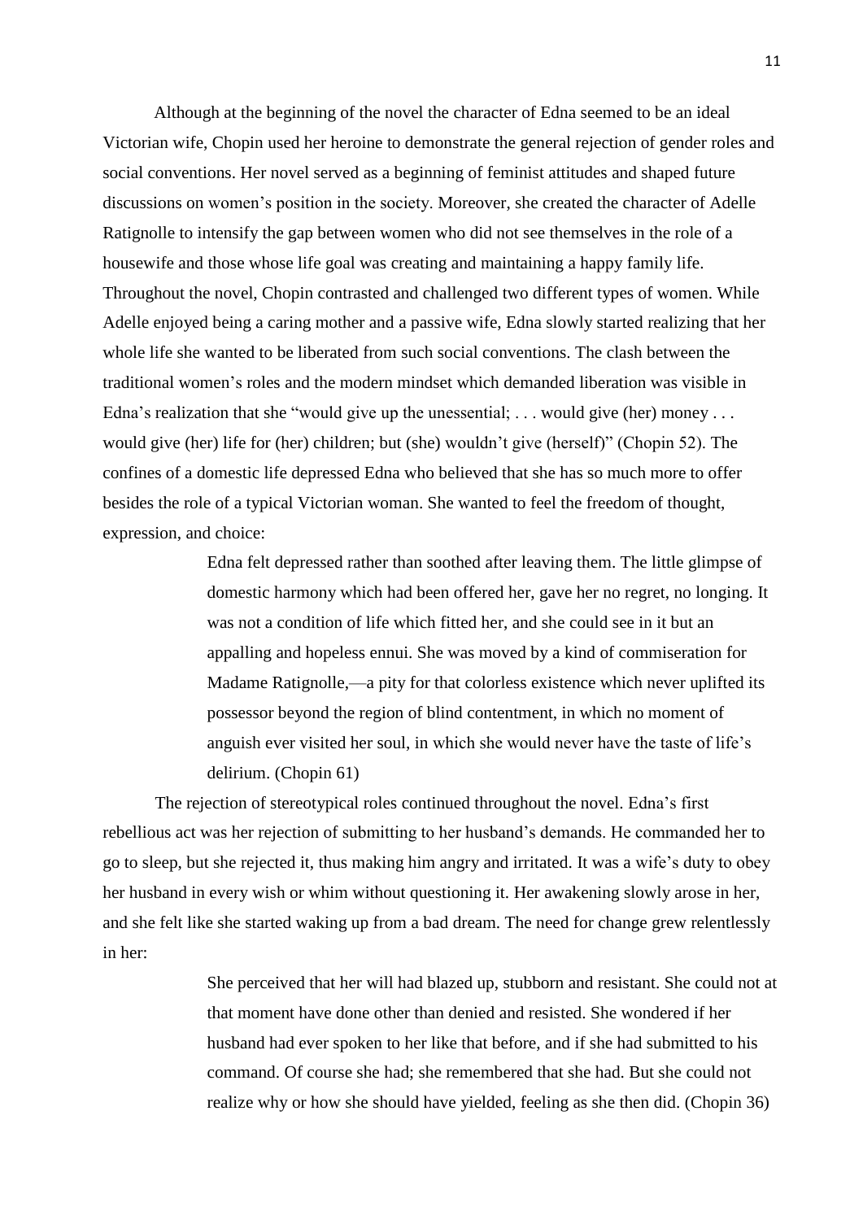Although at the beginning of the novel the character of Edna seemed to be an ideal Victorian wife, Chopin used her heroine to demonstrate the general rejection of gender roles and social conventions. Her novel served as a beginning of feminist attitudes and shaped future discussions on women's position in the society. Moreover, she created the character of Adelle Ratignolle to intensify the gap between women who did not see themselves in the role of a housewife and those whose life goal was creating and maintaining a happy family life. Throughout the novel, Chopin contrasted and challenged two different types of women. While Adelle enjoyed being a caring mother and a passive wife, Edna slowly started realizing that her whole life she wanted to be liberated from such social conventions. The clash between the traditional women's roles and the modern mindset which demanded liberation was visible in Edna's realization that she "would give up the unessential; . . . would give (her) money . . . would give (her) life for (her) children; but (she) wouldn't give (herself)" (Chopin 52). The confines of a domestic life depressed Edna who believed that she has so much more to offer besides the role of a typical Victorian woman. She wanted to feel the freedom of thought, expression, and choice:

> Edna felt depressed rather than soothed after leaving them. The little glimpse of domestic harmony which had been offered her, gave her no regret, no longing. It was not a condition of life which fitted her, and she could see in it but an appalling and hopeless ennui. She was moved by a kind of commiseration for Madame Ratignolle,—a pity for that colorless existence which never uplifted its possessor beyond the region of blind contentment, in which no moment of anguish ever visited her soul, in which she would never have the taste of life's delirium. (Chopin 61)

The rejection of stereotypical roles continued throughout the novel. Edna's first rebellious act was her rejection of submitting to her husband's demands. He commanded her to go to sleep, but she rejected it, thus making him angry and irritated. It was a wife's duty to obey her husband in every wish or whim without questioning it. Her awakening slowly arose in her, and she felt like she started waking up from a bad dream. The need for change grew relentlessly in her:

> She perceived that her will had blazed up, stubborn and resistant. She could not at that moment have done other than denied and resisted. She wondered if her husband had ever spoken to her like that before, and if she had submitted to his command. Of course she had; she remembered that she had. But she could not realize why or how she should have yielded, feeling as she then did. (Chopin 36)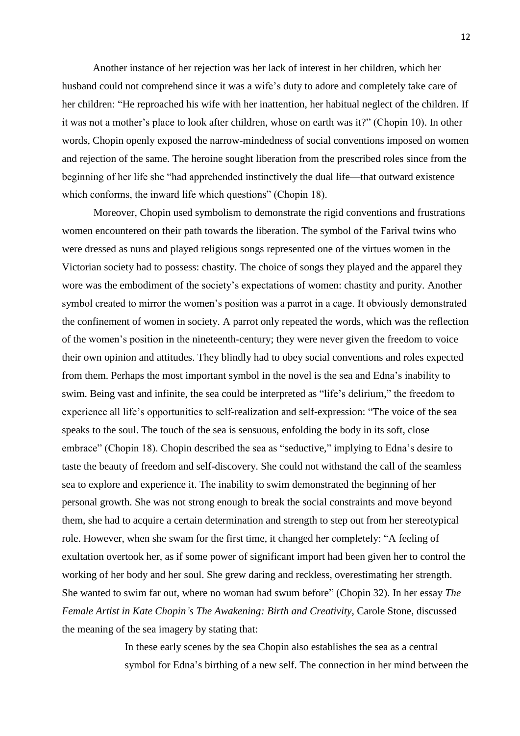Another instance of her rejection was her lack of interest in her children, which her husband could not comprehend since it was a wife's duty to adore and completely take care of her children: "He reproached his wife with her inattention, her habitual neglect of the children. If it was not a mother's place to look after children, whose on earth was it?" (Chopin 10). In other words, Chopin openly exposed the narrow-mindedness of social conventions imposed on women and rejection of the same. The heroine sought liberation from the prescribed roles since from the beginning of her life she "had apprehended instinctively the dual life—that outward existence which conforms, the inward life which questions" (Chopin 18).

Moreover, Chopin used symbolism to demonstrate the rigid conventions and frustrations women encountered on their path towards the liberation. The symbol of the Farival twins who were dressed as nuns and played religious songs represented one of the virtues women in the Victorian society had to possess: chastity. The choice of songs they played and the apparel they wore was the embodiment of the society's expectations of women: chastity and purity. Another symbol created to mirror the women's position was a parrot in a cage. It obviously demonstrated the confinement of women in society. A parrot only repeated the words, which was the reflection of the women's position in the nineteenth-century; they were never given the freedom to voice their own opinion and attitudes. They blindly had to obey social conventions and roles expected from them. Perhaps the most important symbol in the novel is the sea and Edna's inability to swim. Being vast and infinite, the sea could be interpreted as "life's delirium," the freedom to experience all life's opportunities to self-realization and self-expression: "The voice of the sea speaks to the soul. The touch of the sea is sensuous, enfolding the body in its soft, close embrace" (Chopin 18). Chopin described the sea as "seductive," implying to Edna's desire to taste the beauty of freedom and self-discovery. She could not withstand the call of the seamless sea to explore and experience it. The inability to swim demonstrated the beginning of her personal growth. She was not strong enough to break the social constraints and move beyond them, she had to acquire a certain determination and strength to step out from her stereotypical role. However, when she swam for the first time, it changed her completely: "A feeling of exultation overtook her, as if some power of significant import had been given her to control the working of her body and her soul. She grew daring and reckless, overestimating her strength. She wanted to swim far out, where no woman had swum before" (Chopin 32). In her essay *The Female Artist in Kate Chopin's The Awakening: Birth and Creativity*, Carole Stone, discussed the meaning of the sea imagery by stating that:

> In these early scenes by the sea Chopin also establishes the sea as a central symbol for Edna's birthing of a new self. The connection in her mind between the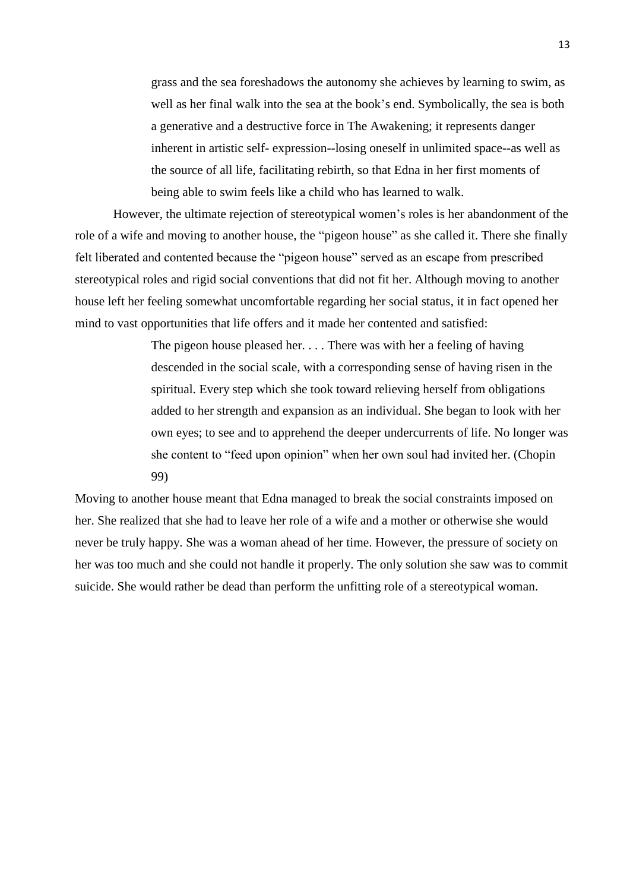> grass and the sea foreshadows the autonomy she achieves by learning to swim, as well as her final walk into the sea at the book's end. Symbolically, the sea is both a generative and a destructive force in The Awakening; it represents danger inherent in artistic self- expression--losing oneself in unlimited space--as well as the source of all life, facilitating rebirth, so that Edna in her first moments of being able to swim feels like a child who has learned to walk.

However, the ultimate rejection of stereotypical women's roles is her abandonment of the role of a wife and moving to another house, the "pigeon house" as she called it. There she finally felt liberated and contented because the "pigeon house" served as an escape from prescribed stereotypical roles and rigid social conventions that did not fit her. Although moving to another house left her feeling somewhat uncomfortable regarding her social status, it in fact opened her mind to vast opportunities that life offers and it made her contented and satisfied:

> The pigeon house pleased her. . . . There was with her a feeling of having descended in the social scale, with a corresponding sense of having risen in the spiritual. Every step which she took toward relieving herself from obligations added to her strength and expansion as an individual. She began to look with her own eyes; to see and to apprehend the deeper undercurrents of life. No longer was she content to "feed upon opinion" when her own soul had invited her. (Chopin 99)

Moving to another house meant that Edna managed to break the social constraints imposed on her. She realized that she had to leave her role of a wife and a mother or otherwise she would never be truly happy. She was a woman ahead of her time. However, the pressure of society on her was too much and she could not handle it properly. The only solution she saw was to commit suicide. She would rather be dead than perform the unfitting role of a stereotypical woman.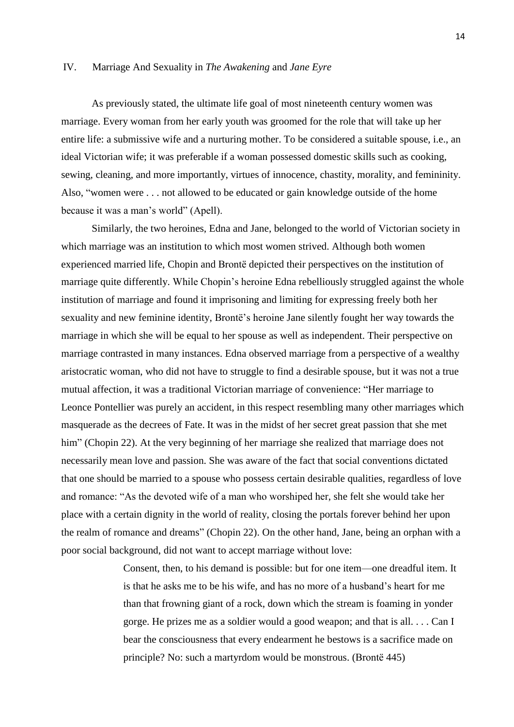## IV. Marriage And Sexuality in *The Awakening* and *Jane Eyre*

As previously stated, the ultimate life goal of most nineteenth century women was marriage. Every woman from her early youth was groomed for the role that will take up her entire life: a submissive wife and a nurturing mother. To be considered a suitable spouse, i.e., an ideal Victorian wife; it was preferable if a woman possessed domestic skills such as cooking, sewing, cleaning, and more importantly, virtues of innocence, chastity, morality, and femininity. Also, "women were . . . not allowed to be educated or gain knowledge outside of the home because it was a man's world" (Apell).

Similarly, the two heroines, Edna and Jane, belonged to the world of Victorian society in which marriage was an institution to which most women strived. Although both women experienced married life, Chopin and Brontë depicted their perspectives on the institution of marriage quite differently. While Chopin's heroine Edna rebelliously struggled against the whole institution of marriage and found it imprisoning and limiting for expressing freely both her sexuality and new feminine identity, Brontë's heroine Jane silently fought her way towards the marriage in which she will be equal to her spouse as well as independent. Their perspective on marriage contrasted in many instances. Edna observed marriage from a perspective of a wealthy aristocratic woman, who did not have to struggle to find a desirable spouse, but it was not a true mutual affection, it was a traditional Victorian marriage of convenience: "Her marriage to Leonce Pontellier was purely an accident, in this respect resembling many other marriages which masquerade as the decrees of Fate. It was in the midst of her secret great passion that she met him" (Chopin 22). At the very beginning of her marriage she realized that marriage does not necessarily mean love and passion. She was aware of the fact that social conventions dictated that one should be married to a spouse who possess certain desirable qualities, regardless of love and romance: "As the devoted wife of a man who worshiped her, she felt she would take her place with a certain dignity in the world of reality, closing the portals forever behind her upon the realm of romance and dreams" (Chopin 22). On the other hand, Jane, being an orphan with a poor social background, did not want to accept marriage without love:

> Consent, then, to his demand is possible: but for one item—one dreadful item. It is that he asks me to be his wife, and has no more of a husband's heart for me than that frowning giant of a rock, down which the stream is foaming in yonder gorge. He prizes me as a soldier would a good weapon; and that is all. . . . Can I bear the consciousness that every endearment he bestows is a sacrifice made on principle? No: such a martyrdom would be monstrous. (Brontë 445)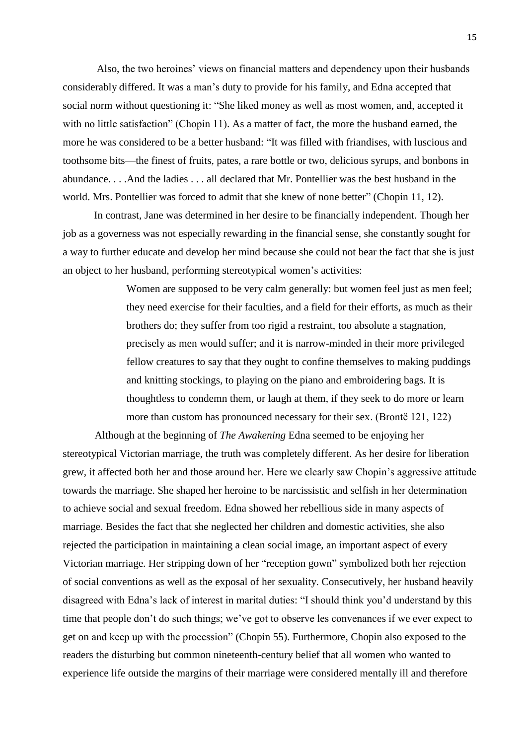Also, the two heroines' views on financial matters and dependency upon their husbands considerably differed. It was a man's duty to provide for his family, and Edna accepted that social norm without questioning it: "She liked money as well as most women, and, accepted it with no little satisfaction" (Chopin 11). As a matter of fact, the more the husband earned, the more he was considered to be a better husband: "It was filled with friandises, with luscious and toothsome bits—the finest of fruits, pates, a rare bottle or two, delicious syrups, and bonbons in abundance. . . .And the ladies . . . all declared that Mr. Pontellier was the best husband in the world. Mrs. Pontellier was forced to admit that she knew of none better" (Chopin 11, 12).

In contrast, Jane was determined in her desire to be financially independent. Though her job as a governess was not especially rewarding in the financial sense, she constantly sought for a way to further educate and develop her mind because she could not bear the fact that she is just an object to her husband, performing stereotypical women's activities:

> Women are supposed to be very calm generally: but women feel just as men feel; they need exercise for their faculties, and a field for their efforts, as much as their brothers do; they suffer from too rigid a restraint, too absolute a stagnation, precisely as men would suffer; and it is narrow-minded in their more privileged fellow creatures to say that they ought to confine themselves to making puddings and knitting stockings, to playing on the piano and embroidering bags. It is thoughtless to condemn them, or laugh at them, if they seek to do more or learn more than custom has pronounced necessary for their sex. (Brontë 121, 122)

Although at the beginning of *The Awakening* Edna seemed to be enjoying her stereotypical Victorian marriage, the truth was completely different. As her desire for liberation grew, it affected both her and those around her. Here we clearly saw Chopin's aggressive attitude towards the marriage. She shaped her heroine to be narcissistic and selfish in her determination to achieve social and sexual freedom. Edna showed her rebellious side in many aspects of marriage. Besides the fact that she neglected her children and domestic activities, she also rejected the participation in maintaining a clean social image, an important aspect of every Victorian marriage. Her stripping down of her "reception gown" symbolized both her rejection of social conventions as well as the exposal of her sexuality. Consecutively, her husband heavily disagreed with Edna's lack of interest in marital duties: "I should think you'd understand by this time that people don't do such things; we've got to observe les convenances if we ever expect to get on and keep up with the procession" (Chopin 55). Furthermore, Chopin also exposed to the readers the disturbing but common nineteenth-century belief that all women who wanted to experience life outside the margins of their marriage were considered mentally ill and therefore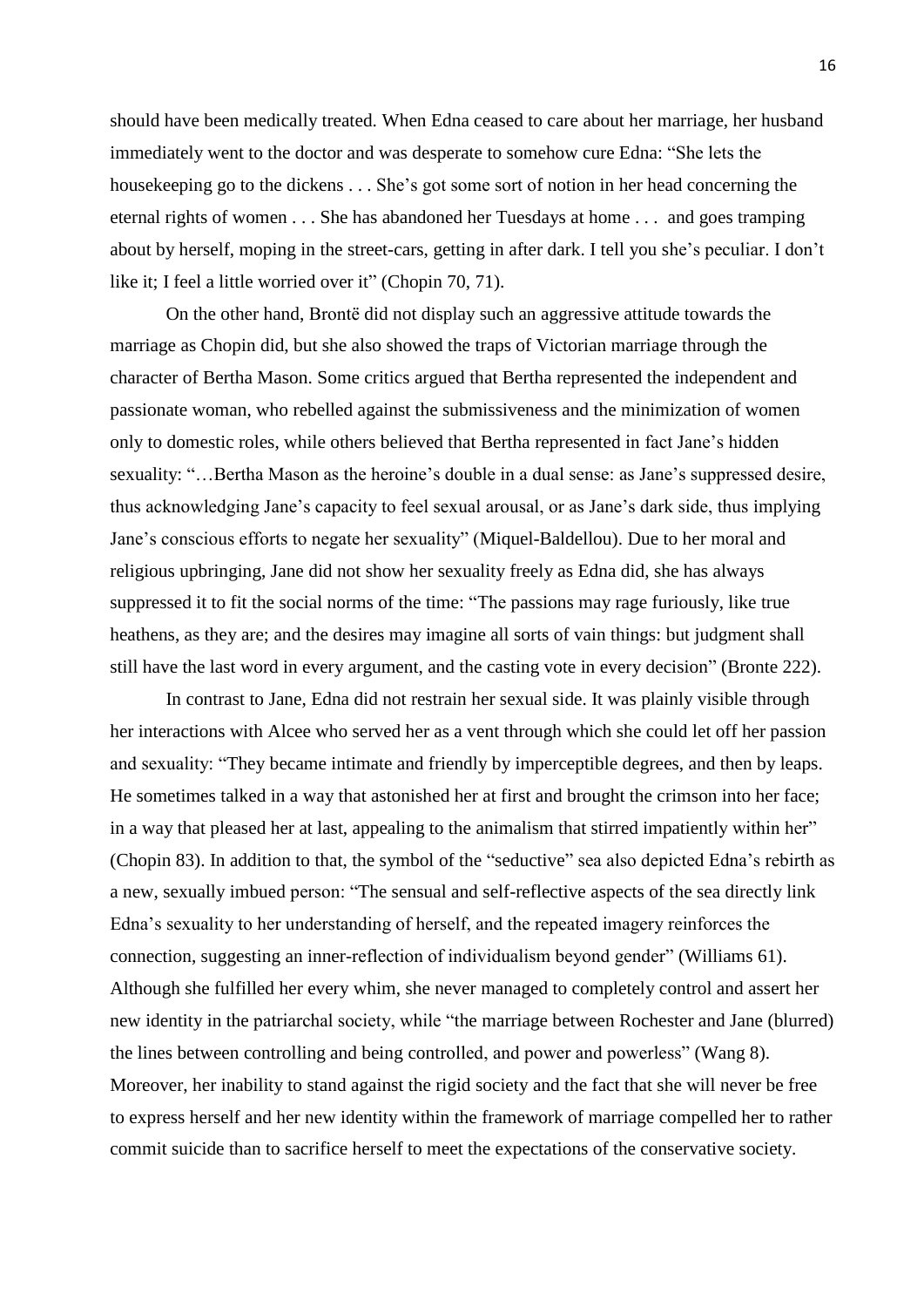should have been medically treated. When Edna ceased to care about her marriage, her husband immediately went to the doctor and was desperate to somehow cure Edna: "She lets the housekeeping go to the dickens . . . She's got some sort of notion in her head concerning the eternal rights of women . . . She has abandoned her Tuesdays at home . . . and goes tramping about by herself, moping in the street-cars, getting in after dark. I tell you she's peculiar. I don't like it; I feel a little worried over it" (Chopin 70, 71).

On the other hand, Brontë did not display such an aggressive attitude towards the marriage as Chopin did, but she also showed the traps of Victorian marriage through the character of Bertha Mason. Some critics argued that Bertha represented the independent and passionate woman, who rebelled against the submissiveness and the minimization of women only to domestic roles, while others believed that Bertha represented in fact Jane's hidden sexuality: "…Bertha Mason as the heroine's double in a dual sense: as Jane's suppressed desire, thus acknowledging Jane's capacity to feel sexual arousal, or as Jane's dark side, thus implying Jane's conscious efforts to negate her sexuality" (Miquel-Baldellou). Due to her moral and religious upbringing, Jane did not show her sexuality freely as Edna did, she has always suppressed it to fit the social norms of the time: "The passions may rage furiously, like true heathens, as they are; and the desires may imagine all sorts of vain things: but judgment shall still have the last word in every argument, and the casting vote in every decision" (Bronte 222).

In contrast to Jane, Edna did not restrain her sexual side. It was plainly visible through her interactions with Alcee who served her as a vent through which she could let off her passion and sexuality: "They became intimate and friendly by imperceptible degrees, and then by leaps. He sometimes talked in a way that astonished her at first and brought the crimson into her face; in a way that pleased her at last, appealing to the animalism that stirred impatiently within her" (Chopin 83). In addition to that, the symbol of the "seductive" sea also depicted Edna's rebirth as a new, sexually imbued person: "The sensual and self-reflective aspects of the sea directly link Edna's sexuality to her understanding of herself, and the repeated imagery reinforces the connection, suggesting an inner-reflection of individualism beyond gender" (Williams 61). Although she fulfilled her every whim, she never managed to completely control and assert her new identity in the patriarchal society, while "the marriage between Rochester and Jane (blurred) the lines between controlling and being controlled, and power and powerless" (Wang 8). Moreover, her inability to stand against the rigid society and the fact that she will never be free to express herself and her new identity within the framework of marriage compelled her to rather commit suicide than to sacrifice herself to meet the expectations of the conservative society.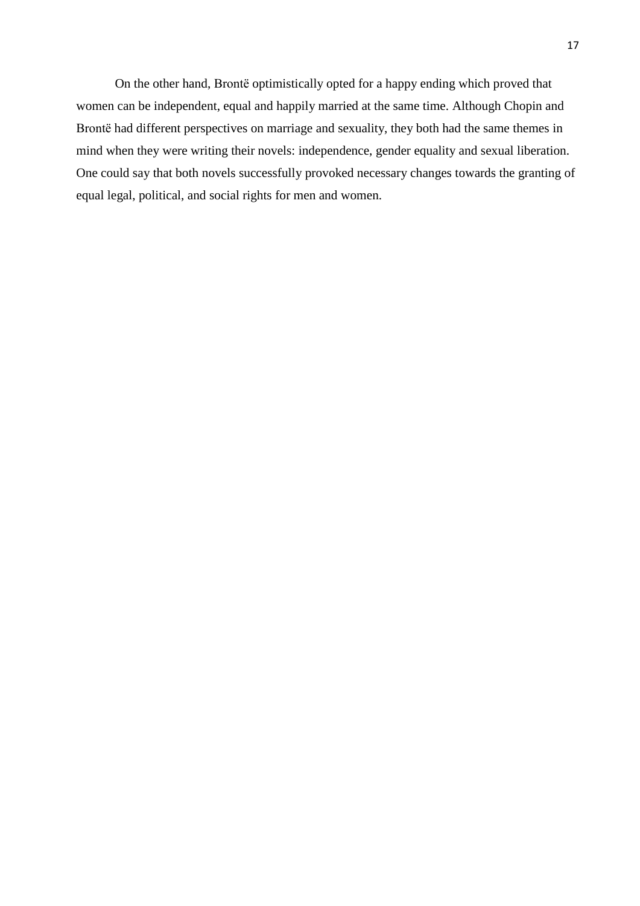On the other hand, Brontë optimistically opted for a happy ending which proved that women can be independent, equal and happily married at the same time. Although Chopin and Brontë had different perspectives on marriage and sexuality, they both had the same themes in mind when they were writing their novels: independence, gender equality and sexual liberation. One could say that both novels successfully provoked necessary changes towards the granting of equal legal, political, and social rights for men and women.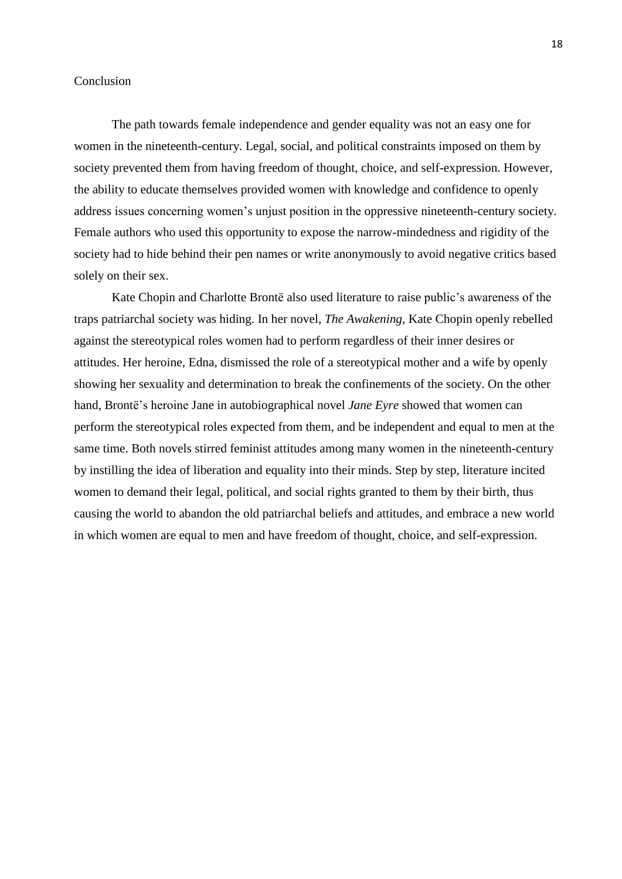## Conclusion

The path towards female independence and gender equality was not an easy one for women in the nineteenth-century. Legal, social, and political constraints imposed on them by society prevented them from having freedom of thought, choice, and self-expression. However, the ability to educate themselves provided women with knowledge and confidence to openly address issues concerning women's unjust position in the oppressive nineteenth-century society. Female authors who used this opportunity to expose the narrow-mindedness and rigidity of the society had to hide behind their pen names or write anonymously to avoid negative critics based solely on their sex.

Kate Chopin and Charlotte Brontë also used literature to raise public's awareness of the traps patriarchal society was hiding. In her novel, *The Awakening*, Kate Chopin openly rebelled against the stereotypical roles women had to perform regardless of their inner desires or attitudes. Her heroine, Edna, dismissed the role of a stereotypical mother and a wife by openly showing her sexuality and determination to break the confinements of the society. On the other hand, Brontë's heroine Jane in autobiographical novel *Jane Eyre* showed that women can perform the stereotypical roles expected from them, and be independent and equal to men at the same time. Both novels stirred feminist attitudes among many women in the nineteenth-century by instilling the idea of liberation and equality into their minds. Step by step, literature incited women to demand their legal, political, and social rights granted to them by their birth, thus causing the world to abandon the old patriarchal beliefs and attitudes, and embrace a new world in which women are equal to men and have freedom of thought, choice, and self-expression.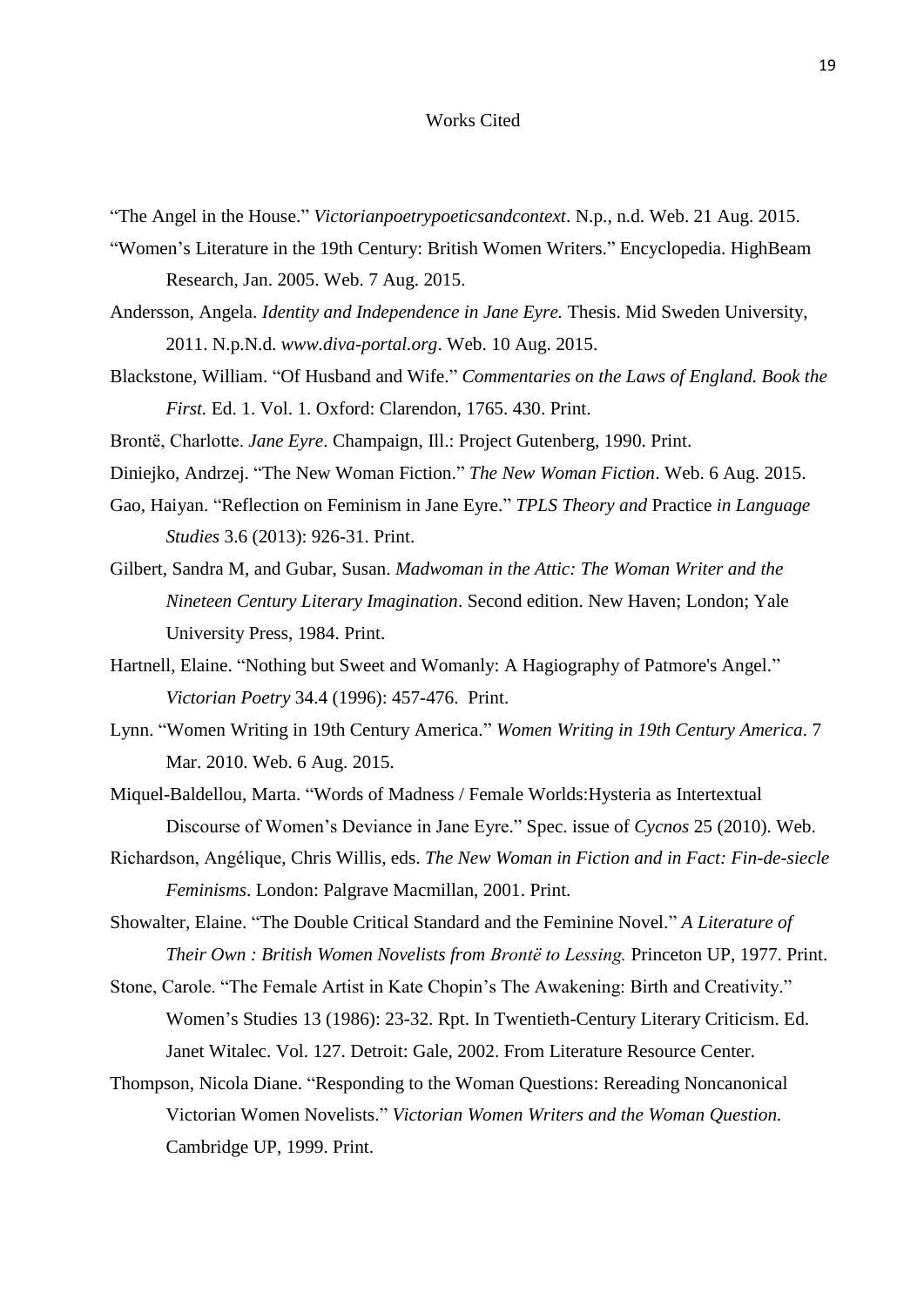# Works Cited

"The Angel in the House." *Victorianpoetrypoeticsandcontext*. N.p., n.d. Web. 21 Aug. 2015.

"Women's Literature in the 19th Century: British Women Writers." Encyclopedia. HighBeam Research, Jan. 2005. Web. 7 Aug. 2015.

Andersson, Angela. *Identity and Independence in Jane Eyre.* Thesis. Mid Sweden University, 2011. N.p.N.d. *www.diva-portal.org*. Web. 10 Aug. 2015.

Blackstone, William. "Of Husband and Wife." *Commentaries on the Laws of England. Book the First.* Ed. 1. Vol. 1. Oxford: Clarendon, 1765. 430. Print.

Brontë, Charlotte. *Jane Eyre*. Champaign, Ill.: Project Gutenberg, 1990. Print.

Diniejko, Andrzej. "The New Woman Fiction." *The New Woman Fiction*. Web. 6 Aug. 2015.

Gao, Haiyan. "Reflection on Feminism in Jane Eyre." *TPLS Theory and* Practice *in Language Studies* 3.6 (2013): 926-31. Print.

Gilbert, Sandra M, and Gubar, Susan. *Madwoman in the Attic: The Woman Writer and the Nineteen Century Literary Imagination*. Second edition. New Haven; London; Yale University Press, 1984. Print.

Hartnell, Elaine. "Nothing but Sweet and Womanly: A Hagiography of Patmore's Angel." *Victorian Poetry* 34.4 (1996): 457-476. Print.

Lynn. "Women Writing in 19th Century America." *Women Writing in 19th Century America*. 7 Mar. 2010. Web. 6 Aug. 2015.

Miquel-Baldellou, Marta. "Words of Madness / Female Worlds:Hysteria as Intertextual Discourse of Women's Deviance in Jane Eyre." Spec. issue of *Cycnos* 25 (2010). Web.

Richardson, Angélique, Chris Willis, eds. *The New Woman in Fiction and in Fact: Fin-de-siecle Feminisms*. London: Palgrave Macmillan, 2001. Print.

Showalter, Elaine. "The Double Critical Standard and the Feminine Novel." *A Literature of Their Own : British Women Novelists from Brontë to Lessing.* Princeton UP, 1977. Print.

Stone, Carole. "The Female Artist in Kate Chopin's The Awakening: Birth and Creativity." Women's Studies 13 (1986): 23-32. Rpt. In Twentieth-Century Literary Criticism. Ed. Janet Witalec. Vol. 127. Detroit: Gale, 2002. From Literature Resource Center.

Thompson, Nicola Diane. "Responding to the Woman Questions: Rereading Noncanonical Victorian Women Novelists." *Victorian Women Writers and the Woman Question.* Cambridge UP, 1999. Print.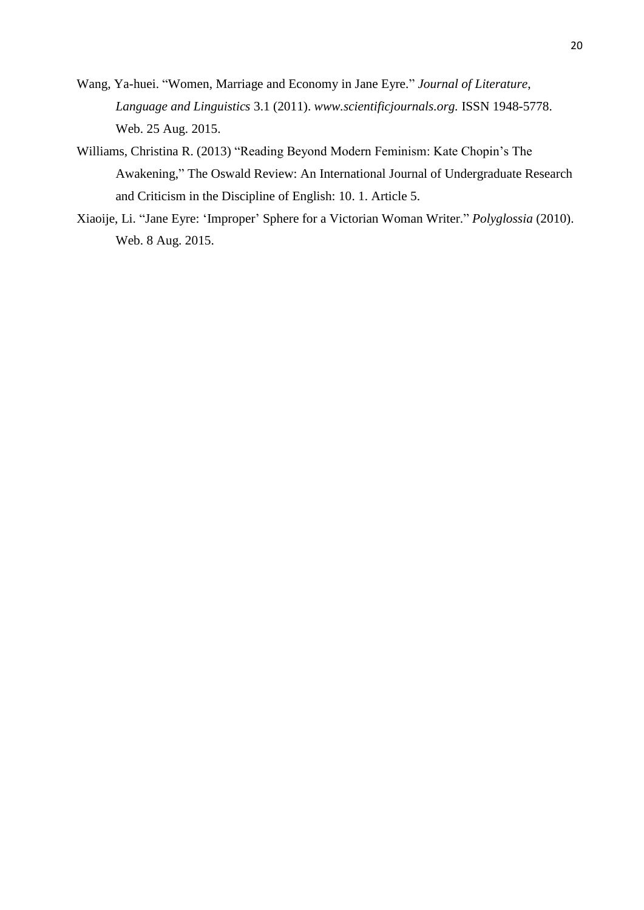Wang, Ya-huei. "Women, Marriage and Economy in Jane Eyre." *Journal of Literature, Language and Linguistics* 3.1 (2011). *www.scientificjournals.org.* ISSN 1948-5778. Web. 25 Aug. 2015.

Williams, Christina R. (2013) "Reading Beyond Modern Feminism: Kate Chopin's The Awakening," The Oswald Review: An International Journal of Undergraduate Research and Criticism in the Discipline of English: 10. 1. Article 5.

Xiaoije, Li. "Jane Eyre: 'Improper' Sphere for a Victorian Woman Writer." *Polyglossia* (2010). Web. 8 Aug. 2015.